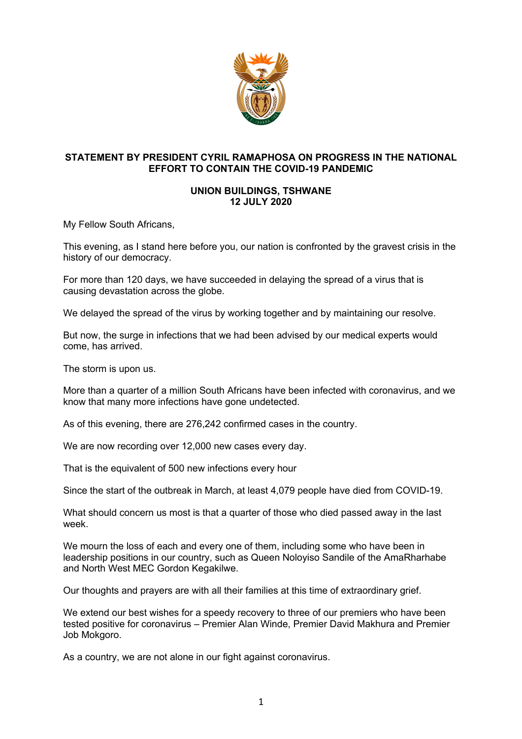# STATEMENT BY PRESIDENT CYRIL RAMAPHOSA ON PROGRESS IN THE NATIONAL EFFORT TO CONTAIN THE COVID-19 PANDEMIC

## UNION BUILDINGS, TSHWANE
## 12 JULY 2020

My Fellow South Africans,

This evening, as I stand here before you, our nation is confronted by the gravest crisis in the history of our democracy.

For more than 120 days, we have succeeded in delaying the spread of a virus that is causing devastation across the globe.

We delayed the spread of the virus by working together and by maintaining our resolve.

But now, the surge in infections that we had been advised by our medical experts would come, has arrived.

The storm is upon us.

More than a quarter of a million South Africans have been infected with coronavirus, and we know that many more infections have gone undetected.

As of this evening, there are 276,242 confirmed cases in the country.

We are now recording over 12,000 new cases every day.

That is the equivalent of 500 new infections every hour

Since the start of the outbreak in March, at least 4,079 people have died from COVID-19.

What should concern us most is that a quarter of those who died passed away in the last week.

We mourn the loss of each and every one of them, including some who have been in leadership positions in our country, such as Queen Noloyiso Sandile of the AmaRharhabe and North West MEC Gordon Kegakilwe.

Our thoughts and prayers are with all their families at this time of extraordinary grief.

We extend our best wishes for a speedy recovery to three of our premiers who have been tested positive for coronavirus – Premier Alan Winde, Premier David Makhura and Premier Job Mokgoro.

As a country, we are not alone in our fight against coronavirus.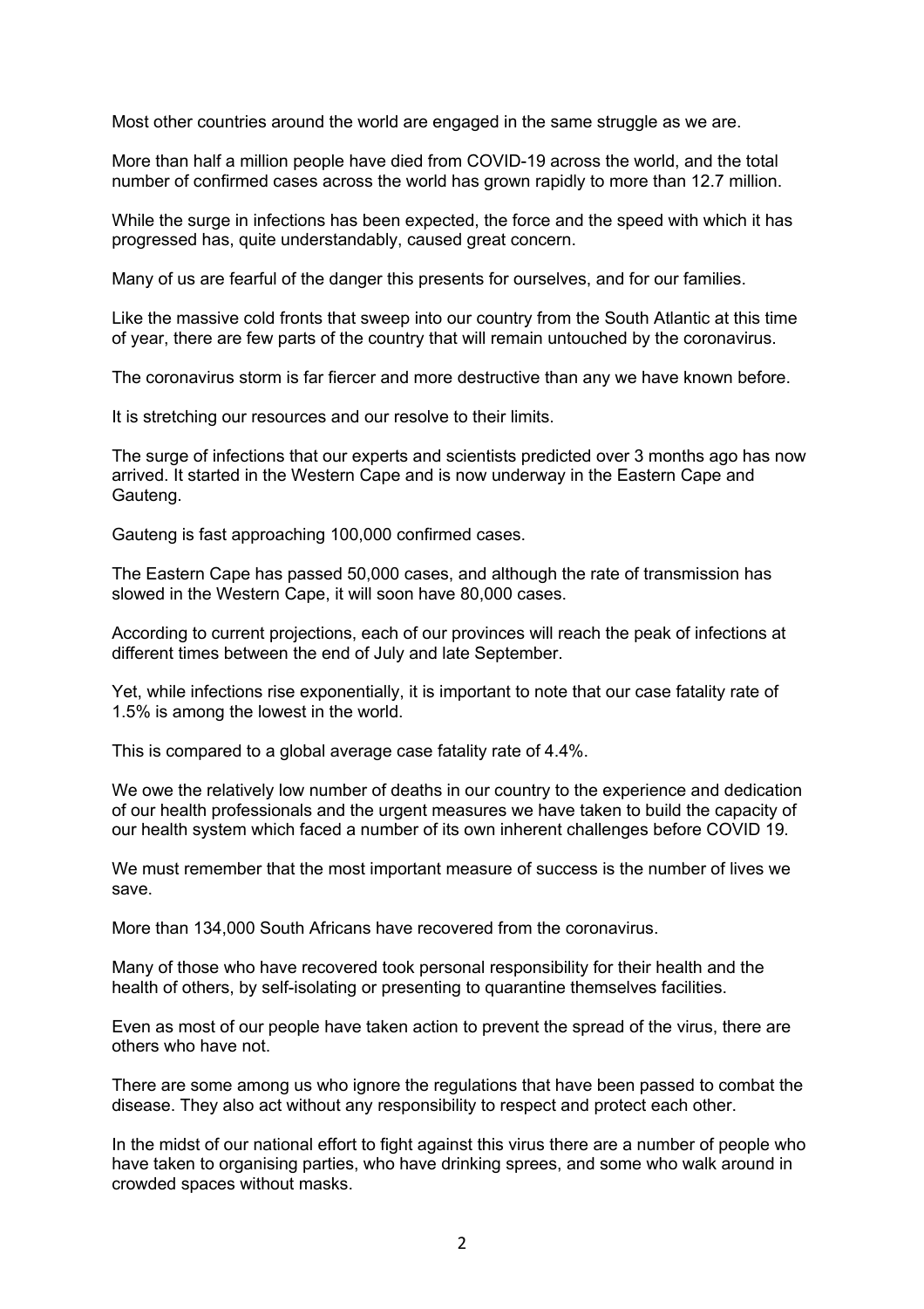Most other countries around the world are engaged in the same struggle as we are.

More than half a million people have died from COVID-19 across the world, and the total number of confirmed cases across the world has grown rapidly to more than 12.7 million.

While the surge in infections has been expected, the force and the speed with which it has progressed has, quite understandably, caused great concern.

Many of us are fearful of the danger this presents for ourselves, and for our families.

Like the massive cold fronts that sweep into our country from the South Atlantic at this time of year, there are few parts of the country that will remain untouched by the coronavirus.

The coronavirus storm is far fiercer and more destructive than any we have known before.

It is stretching our resources and our resolve to their limits.

The surge of infections that our experts and scientists predicted over 3 months ago has now arrived. It started in the Western Cape and is now underway in the Eastern Cape and Gauteng.

Gauteng is fast approaching 100,000 confirmed cases.

The Eastern Cape has passed 50,000 cases, and although the rate of transmission has slowed in the Western Cape, it will soon have 80,000 cases.

According to current projections, each of our provinces will reach the peak of infections at different times between the end of July and late September.

Yet, while infections rise exponentially, it is important to note that our case fatality rate of 1.5% is among the lowest in the world.

This is compared to a global average case fatality rate of 4.4%.

We owe the relatively low number of deaths in our country to the experience and dedication of our health professionals and the urgent measures we have taken to build the capacity of our health system which faced a number of its own inherent challenges before COVID 19.

We must remember that the most important measure of success is the number of lives we save.

More than 134,000 South Africans have recovered from the coronavirus.

Many of those who have recovered took personal responsibility for their health and the health of others, by self-isolating or presenting to quarantine themselves facilities.

Even as most of our people have taken action to prevent the spread of the virus, there are others who have not.

There are some among us who ignore the regulations that have been passed to combat the disease. They also act without any responsibility to respect and protect each other.

In the midst of our national effort to fight against this virus there are a number of people who have taken to organising parties, who have drinking sprees, and some who walk around in crowded spaces without masks.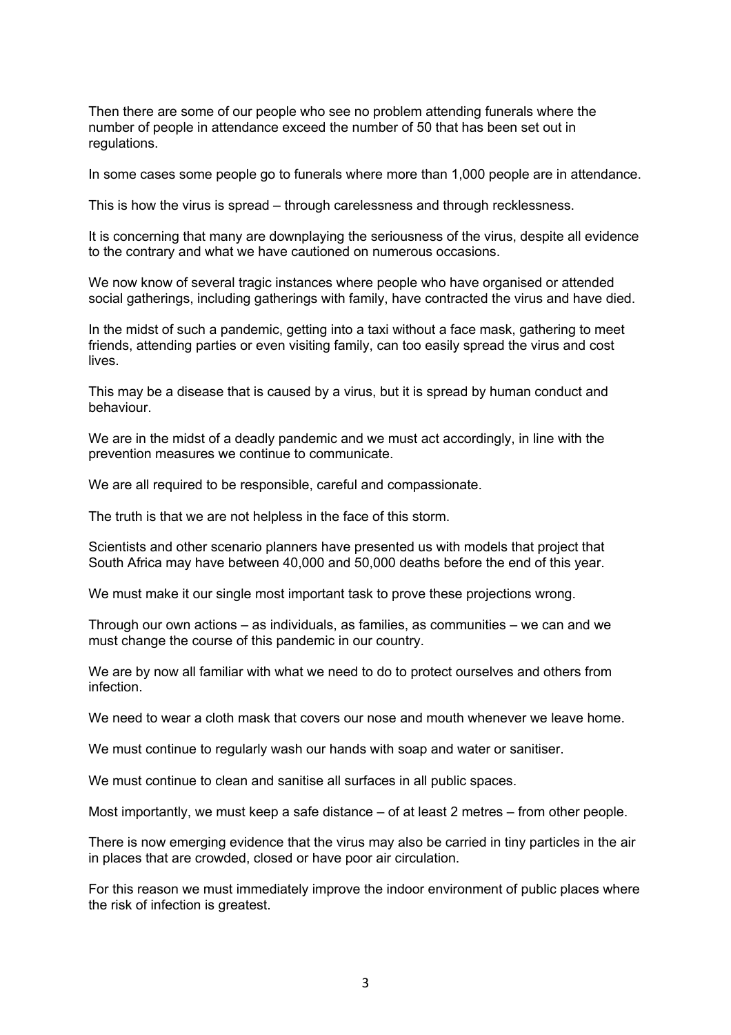Then there are some of our people who see no problem attending funerals where the number of people in attendance exceed the number of 50 that has been set out in regulations.

In some cases some people go to funerals where more than 1,000 people are in attendance.

This is how the virus is spread – through carelessness and through recklessness.

It is concerning that many are downplaying the seriousness of the virus, despite all evidence to the contrary and what we have cautioned on numerous occasions.

We now know of several tragic instances where people who have organised or attended social gatherings, including gatherings with family, have contracted the virus and have died.

In the midst of such a pandemic, getting into a taxi without a face mask, gathering to meet friends, attending parties or even visiting family, can too easily spread the virus and cost lives.

This may be a disease that is caused by a virus, but it is spread by human conduct and behaviour.

We are in the midst of a deadly pandemic and we must act accordingly, in line with the prevention measures we continue to communicate.

We are all required to be responsible, careful and compassionate.

The truth is that we are not helpless in the face of this storm.

Scientists and other scenario planners have presented us with models that project that South Africa may have between 40,000 and 50,000 deaths before the end of this year.

We must make it our single most important task to prove these projections wrong.

Through our own actions – as individuals, as families, as communities – we can and we must change the course of this pandemic in our country.

We are by now all familiar with what we need to do to protect ourselves and others from infection.

We need to wear a cloth mask that covers our nose and mouth whenever we leave home.

We must continue to regularly wash our hands with soap and water or sanitiser.

We must continue to clean and sanitise all surfaces in all public spaces.

Most importantly, we must keep a safe distance – of at least 2 metres – from other people.

There is now emerging evidence that the virus may also be carried in tiny particles in the air in places that are crowded, closed or have poor air circulation.

For this reason we must immediately improve the indoor environment of public places where the risk of infection is greatest.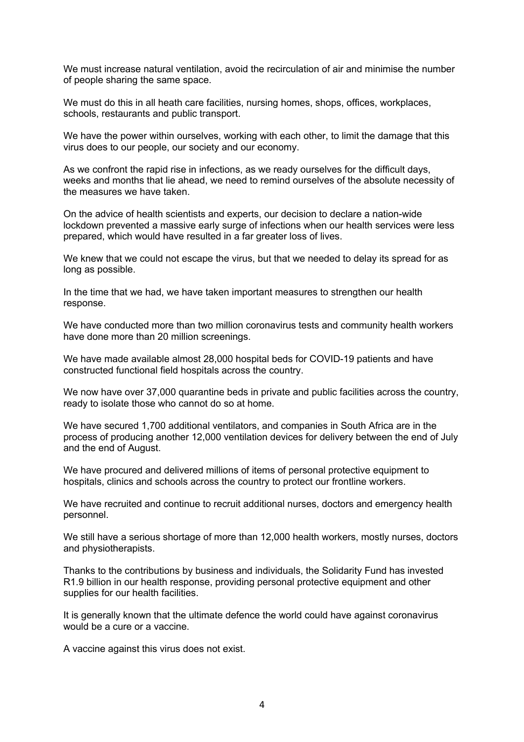We must increase natural ventilation, avoid the recirculation of air and minimise the number of people sharing the same space.

We must do this in all heath care facilities, nursing homes, shops, offices, workplaces, schools, restaurants and public transport.

We have the power within ourselves, working with each other, to limit the damage that this virus does to our people, our society and our economy.

As we confront the rapid rise in infections, as we ready ourselves for the difficult days, weeks and months that lie ahead, we need to remind ourselves of the absolute necessity of the measures we have taken.

On the advice of health scientists and experts, our decision to declare a nation-wide lockdown prevented a massive early surge of infections when our health services were less prepared, which would have resulted in a far greater loss of lives.

We knew that we could not escape the virus, but that we needed to delay its spread for as long as possible.

In the time that we had, we have taken important measures to strengthen our health response.

We have conducted more than two million coronavirus tests and community health workers have done more than 20 million screenings.

We have made available almost 28,000 hospital beds for COVID-19 patients and have constructed functional field hospitals across the country.

We now have over 37,000 quarantine beds in private and public facilities across the country, ready to isolate those who cannot do so at home.

We have secured 1,700 additional ventilators, and companies in South Africa are in the process of producing another 12,000 ventilation devices for delivery between the end of July and the end of August.

We have procured and delivered millions of items of personal protective equipment to hospitals, clinics and schools across the country to protect our frontline workers.

We have recruited and continue to recruit additional nurses, doctors and emergency health personnel.

We still have a serious shortage of more than 12,000 health workers, mostly nurses, doctors and physiotherapists.

Thanks to the contributions by business and individuals, the Solidarity Fund has invested R1.9 billion in our health response, providing personal protective equipment and other supplies for our health facilities.

It is generally known that the ultimate defence the world could have against coronavirus would be a cure or a vaccine.

A vaccine against this virus does not exist.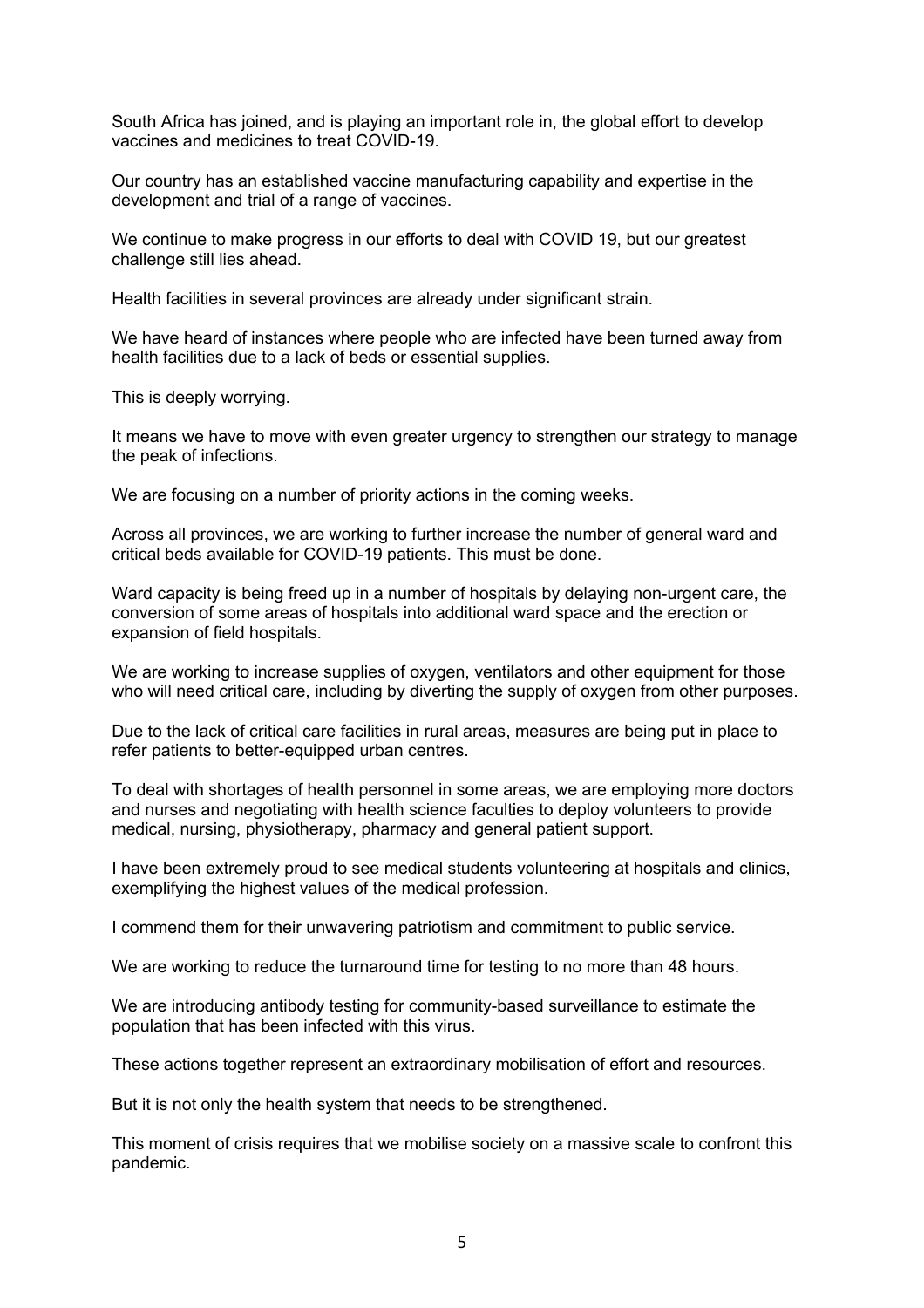South Africa has joined, and is playing an important role in, the global effort to develop vaccines and medicines to treat COVID-19.

Our country has an established vaccine manufacturing capability and expertise in the development and trial of a range of vaccines.

We continue to make progress in our efforts to deal with COVID 19, but our greatest challenge still lies ahead.

Health facilities in several provinces are already under significant strain.

We have heard of instances where people who are infected have been turned away from health facilities due to a lack of beds or essential supplies.

This is deeply worrying.

It means we have to move with even greater urgency to strengthen our strategy to manage the peak of infections.

We are focusing on a number of priority actions in the coming weeks.

Across all provinces, we are working to further increase the number of general ward and critical beds available for COVID-19 patients. This must be done.

Ward capacity is being freed up in a number of hospitals by delaying non-urgent care, the conversion of some areas of hospitals into additional ward space and the erection or expansion of field hospitals.

We are working to increase supplies of oxygen, ventilators and other equipment for those who will need critical care, including by diverting the supply of oxygen from other purposes.

Due to the lack of critical care facilities in rural areas, measures are being put in place to refer patients to better-equipped urban centres.

To deal with shortages of health personnel in some areas, we are employing more doctors and nurses and negotiating with health science faculties to deploy volunteers to provide medical, nursing, physiotherapy, pharmacy and general patient support.

I have been extremely proud to see medical students volunteering at hospitals and clinics, exemplifying the highest values of the medical profession.

I commend them for their unwavering patriotism and commitment to public service.

We are working to reduce the turnaround time for testing to no more than 48 hours.

We are introducing antibody testing for community-based surveillance to estimate the population that has been infected with this virus.

These actions together represent an extraordinary mobilisation of effort and resources.

But it is not only the health system that needs to be strengthened.

This moment of crisis requires that we mobilise society on a massive scale to confront this pandemic.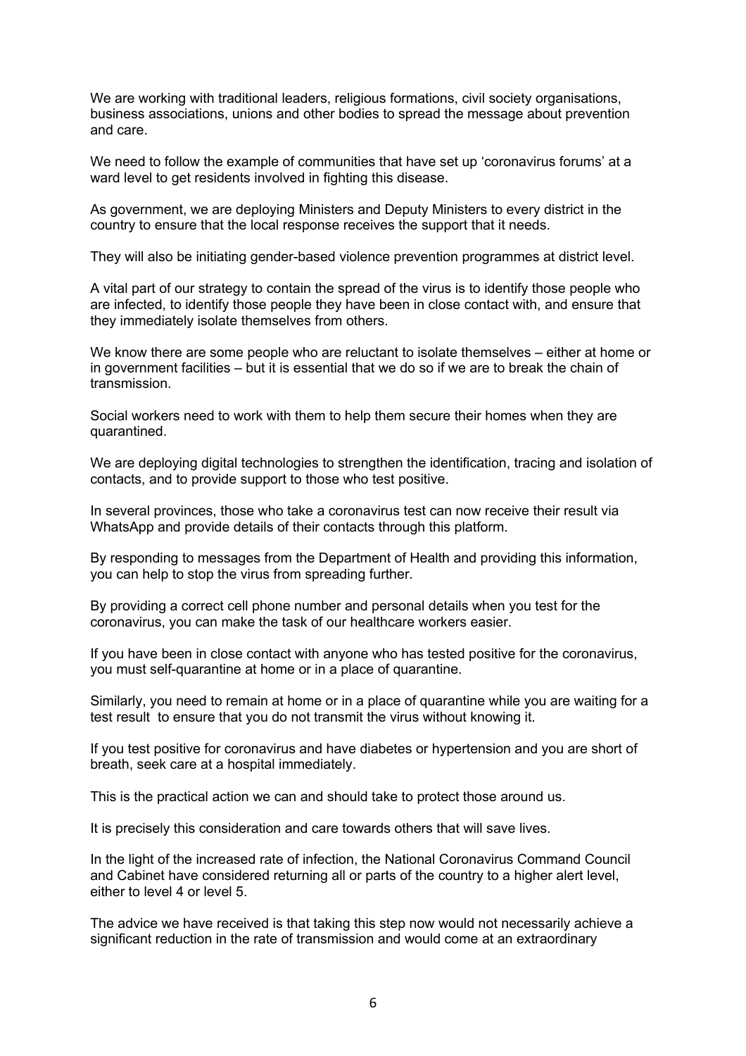We are working with traditional leaders, religious formations, civil society organisations, business associations, unions and other bodies to spread the message about prevention and care.

We need to follow the example of communities that have set up 'coronavirus forums' at a ward level to get residents involved in fighting this disease.

As government, we are deploying Ministers and Deputy Ministers to every district in the country to ensure that the local response receives the support that it needs.

They will also be initiating gender-based violence prevention programmes at district level.

A vital part of our strategy to contain the spread of the virus is to identify those people who are infected, to identify those people they have been in close contact with, and ensure that they immediately isolate themselves from others.

We know there are some people who are reluctant to isolate themselves – either at home or in government facilities – but it is essential that we do so if we are to break the chain of transmission.

Social workers need to work with them to help them secure their homes when they are quarantined.

We are deploying digital technologies to strengthen the identification, tracing and isolation of contacts, and to provide support to those who test positive.

In several provinces, those who take a coronavirus test can now receive their result via WhatsApp and provide details of their contacts through this platform.

By responding to messages from the Department of Health and providing this information, you can help to stop the virus from spreading further.

By providing a correct cell phone number and personal details when you test for the coronavirus, you can make the task of our healthcare workers easier.

If you have been in close contact with anyone who has tested positive for the coronavirus, you must self-quarantine at home or in a place of quarantine.

Similarly, you need to remain at home or in a place of quarantine while you are waiting for a test result to ensure that you do not transmit the virus without knowing it.

If you test positive for coronavirus and have diabetes or hypertension and you are short of breath, seek care at a hospital immediately.

This is the practical action we can and should take to protect those around us.

It is precisely this consideration and care towards others that will save lives.

In the light of the increased rate of infection, the National Coronavirus Command Council and Cabinet have considered returning all or parts of the country to a higher alert level, either to level 4 or level 5.

The advice we have received is that taking this step now would not necessarily achieve a significant reduction in the rate of transmission and would come at an extraordinary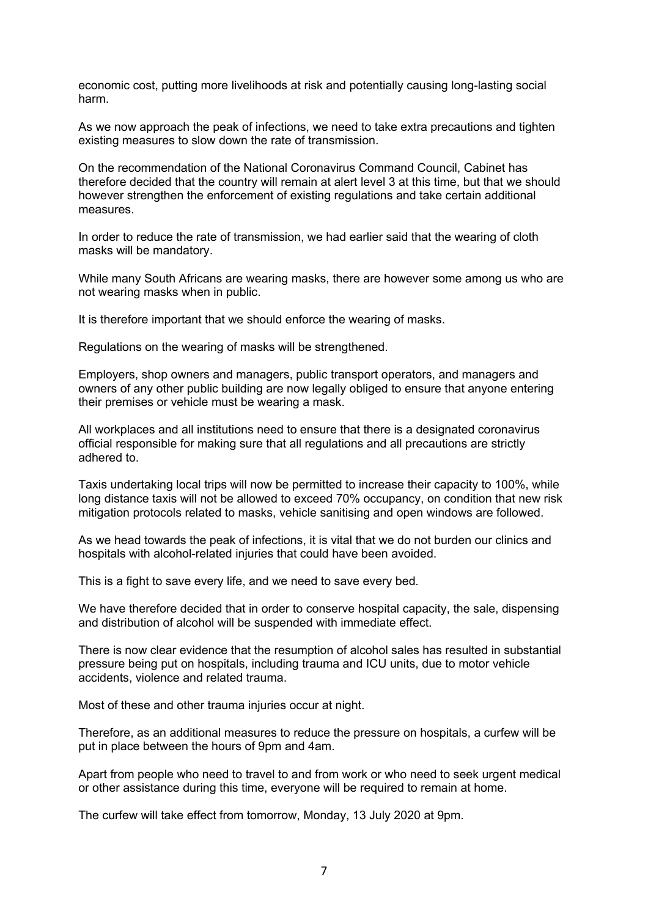economic cost, putting more livelihoods at risk and potentially causing long-lasting social harm.

As we now approach the peak of infections, we need to take extra precautions and tighten existing measures to slow down the rate of transmission.

On the recommendation of the National Coronavirus Command Council, Cabinet has therefore decided that the country will remain at alert level 3 at this time, but that we should however strengthen the enforcement of existing regulations and take certain additional measures.

In order to reduce the rate of transmission, we had earlier said that the wearing of cloth masks will be mandatory.

While many South Africans are wearing masks, there are however some among us who are not wearing masks when in public.

It is therefore important that we should enforce the wearing of masks.

Regulations on the wearing of masks will be strengthened.

Employers, shop owners and managers, public transport operators, and managers and owners of any other public building are now legally obliged to ensure that anyone entering their premises or vehicle must be wearing a mask.

All workplaces and all institutions need to ensure that there is a designated coronavirus official responsible for making sure that all regulations and all precautions are strictly adhered to.

Taxis undertaking local trips will now be permitted to increase their capacity to 100%, while long distance taxis will not be allowed to exceed 70% occupancy, on condition that new risk mitigation protocols related to masks, vehicle sanitising and open windows are followed.

As we head towards the peak of infections, it is vital that we do not burden our clinics and hospitals with alcohol-related injuries that could have been avoided.

This is a fight to save every life, and we need to save every bed.

We have therefore decided that in order to conserve hospital capacity, the sale, dispensing and distribution of alcohol will be suspended with immediate effect.

There is now clear evidence that the resumption of alcohol sales has resulted in substantial pressure being put on hospitals, including trauma and ICU units, due to motor vehicle accidents, violence and related trauma.

Most of these and other trauma injuries occur at night.

Therefore, as an additional measures to reduce the pressure on hospitals, a curfew will be put in place between the hours of 9pm and 4am.

Apart from people who need to travel to and from work or who need to seek urgent medical or other assistance during this time, everyone will be required to remain at home.

The curfew will take effect from tomorrow, Monday, 13 July 2020 at 9pm.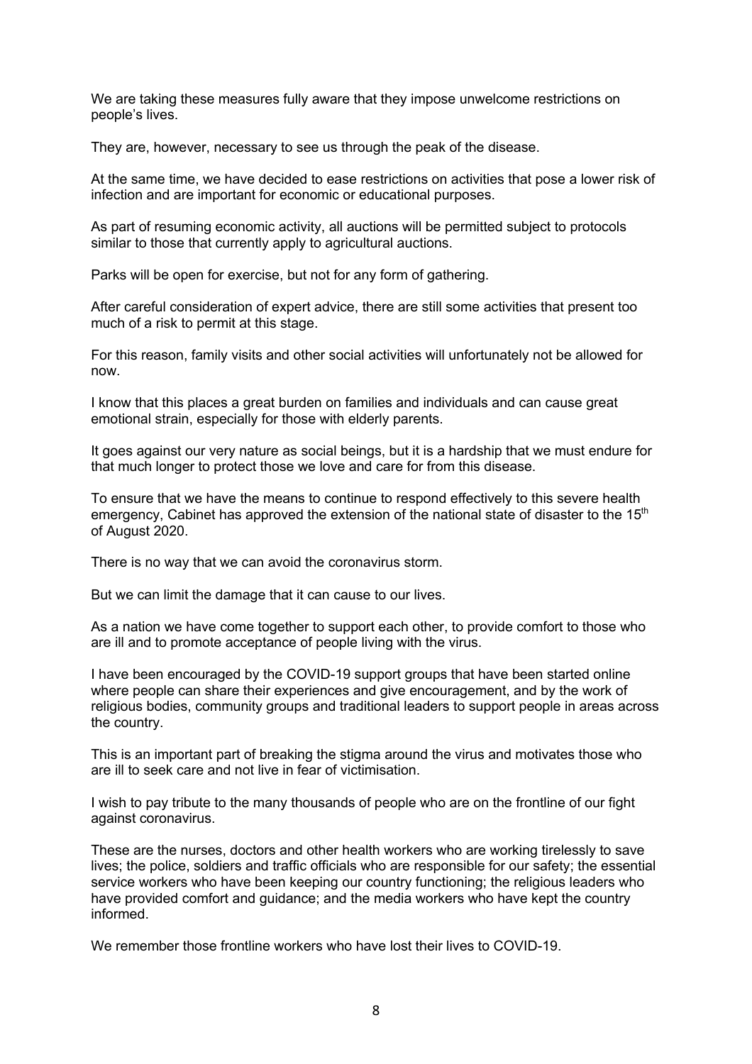We are taking these measures fully aware that they impose unwelcome restrictions on people's lives.

They are, however, necessary to see us through the peak of the disease.

At the same time, we have decided to ease restrictions on activities that pose a lower risk of infection and are important for economic or educational purposes.

As part of resuming economic activity, all auctions will be permitted subject to protocols similar to those that currently apply to agricultural auctions.

Parks will be open for exercise, but not for any form of gathering.

After careful consideration of expert advice, there are still some activities that present too much of a risk to permit at this stage.

For this reason, family visits and other social activities will unfortunately not be allowed for now.

I know that this places a great burden on families and individuals and can cause great emotional strain, especially for those with elderly parents.

It goes against our very nature as social beings, but it is a hardship that we must endure for that much longer to protect those we love and care for from this disease.

To ensure that we have the means to continue to respond effectively to this severe health emergency, Cabinet has approved the extension of the national state of disaster to the 15th of August 2020.

There is no way that we can avoid the coronavirus storm.

But we can limit the damage that it can cause to our lives.

As a nation we have come together to support each other, to provide comfort to those who are ill and to promote acceptance of people living with the virus.

I have been encouraged by the COVID-19 support groups that have been started online where people can share their experiences and give encouragement, and by the work of religious bodies, community groups and traditional leaders to support people in areas across the country.

This is an important part of breaking the stigma around the virus and motivates those who are ill to seek care and not live in fear of victimisation.

I wish to pay tribute to the many thousands of people who are on the frontline of our fight against coronavirus.

These are the nurses, doctors and other health workers who are working tirelessly to save lives; the police, soldiers and traffic officials who are responsible for our safety; the essential service workers who have been keeping our country functioning; the religious leaders who have provided comfort and guidance; and the media workers who have kept the country informed.

We remember those frontline workers who have lost their lives to COVID-19.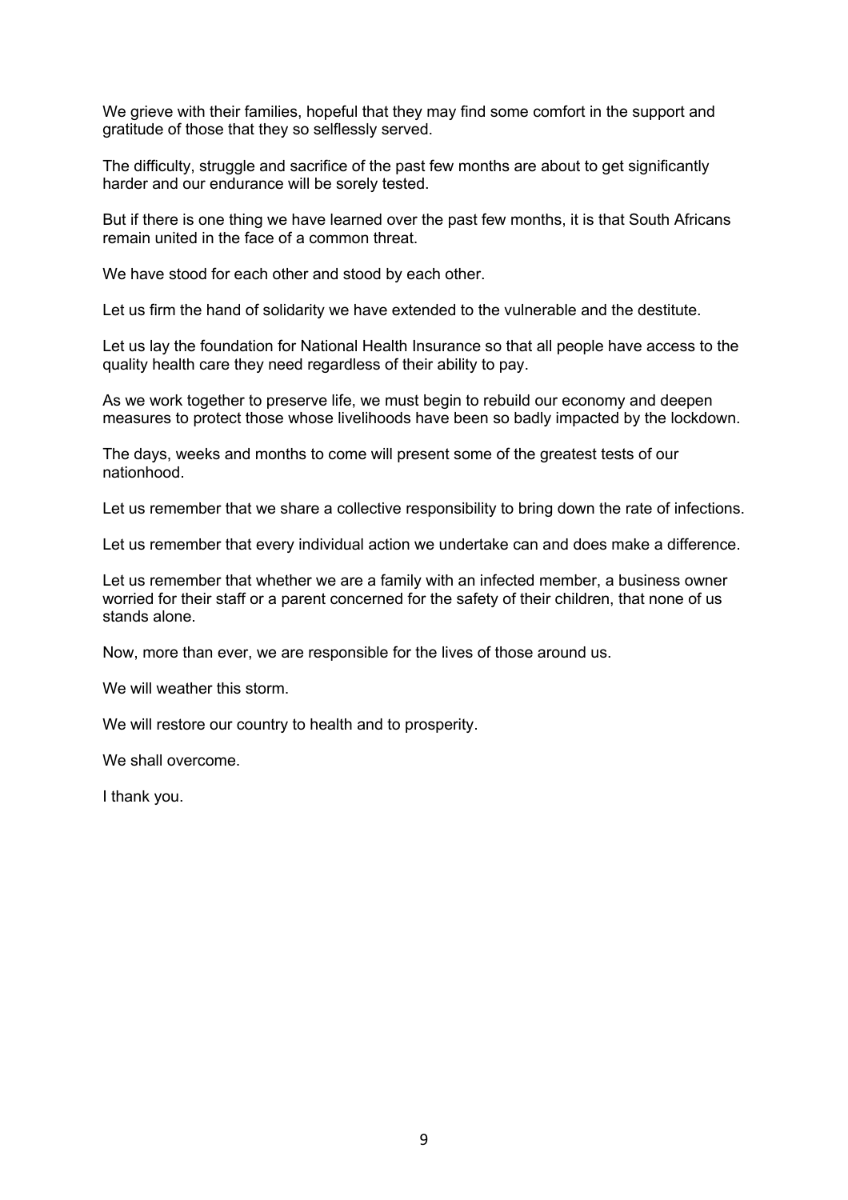We grieve with their families, hopeful that they may find some comfort in the support and gratitude of those that they so selflessly served.

The difficulty, struggle and sacrifice of the past few months are about to get significantly harder and our endurance will be sorely tested.

But if there is one thing we have learned over the past few months, it is that South Africans remain united in the face of a common threat.

We have stood for each other and stood by each other.

Let us firm the hand of solidarity we have extended to the vulnerable and the destitute.

Let us lay the foundation for National Health Insurance so that all people have access to the quality health care they need regardless of their ability to pay.

As we work together to preserve life, we must begin to rebuild our economy and deepen measures to protect those whose livelihoods have been so badly impacted by the lockdown.

The days, weeks and months to come will present some of the greatest tests of our nationhood.

Let us remember that we share a collective responsibility to bring down the rate of infections.

Let us remember that every individual action we undertake can and does make a difference.

Let us remember that whether we are a family with an infected member, a business owner worried for their staff or a parent concerned for the safety of their children, that none of us stands alone.

Now, more than ever, we are responsible for the lives of those around us.

We will weather this storm.

We will restore our country to health and to prosperity.

We shall overcome.

I thank you.